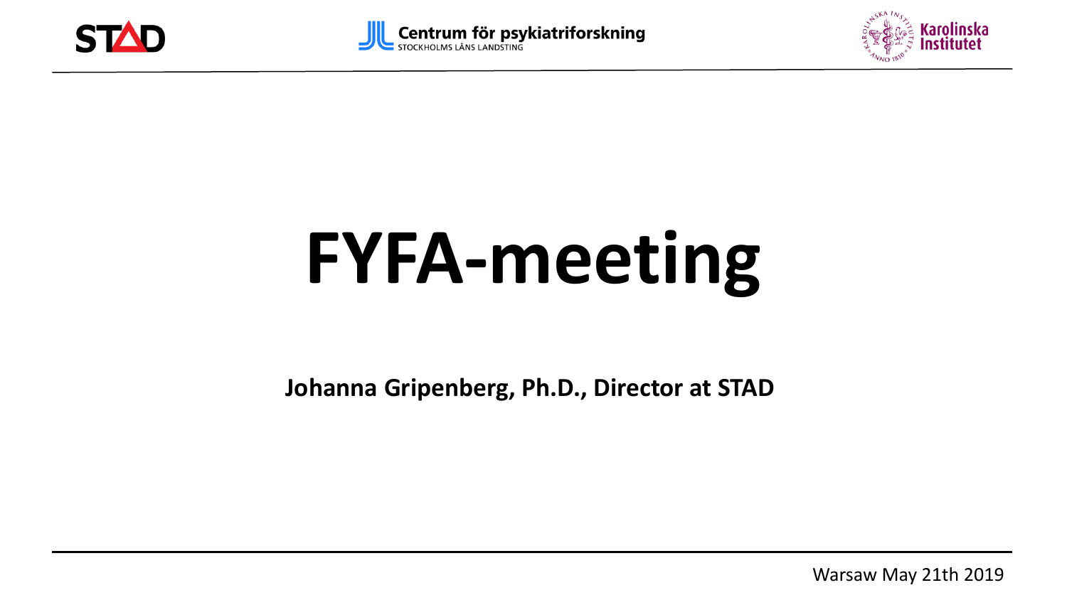STAD

Centrum för psykiatriforskning
STOCKHOLMS LÄNS LANDSTING

Karolinska Institutet

# FYFA-meeting

**Johanna Gripenberg, Ph.D., Director at STAD**

Warsaw May 21th 2019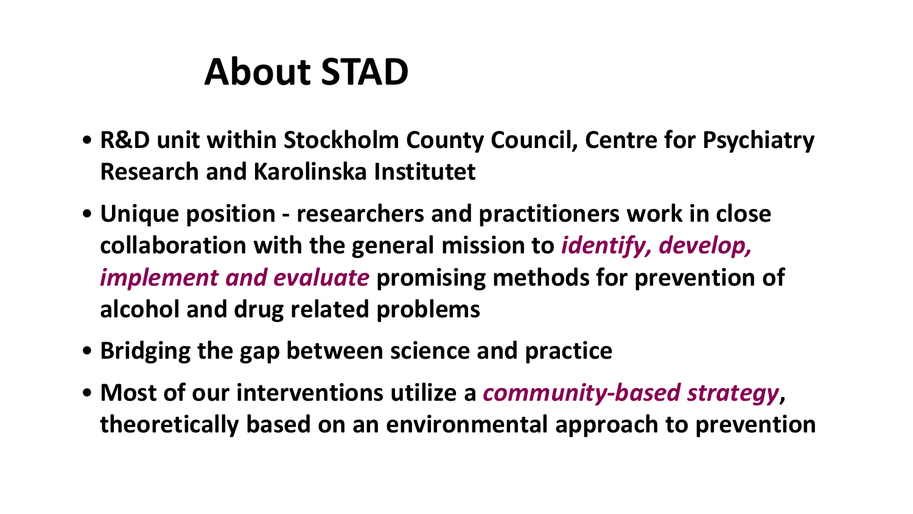# About STAD

- **R&D unit within Stockholm County Council, Centre for Psychiatry Research and Karolinska Institutet**
- **Unique position - researchers and practitioners work in close collaboration with the general mission to *identify, develop, implement and evaluate* promising methods for prevention of alcohol and drug related problems**
- **Bridging the gap between science and practice**
- **Most of our interventions utilize a *community-based strategy*, theoretically based on an environmental approach to prevention**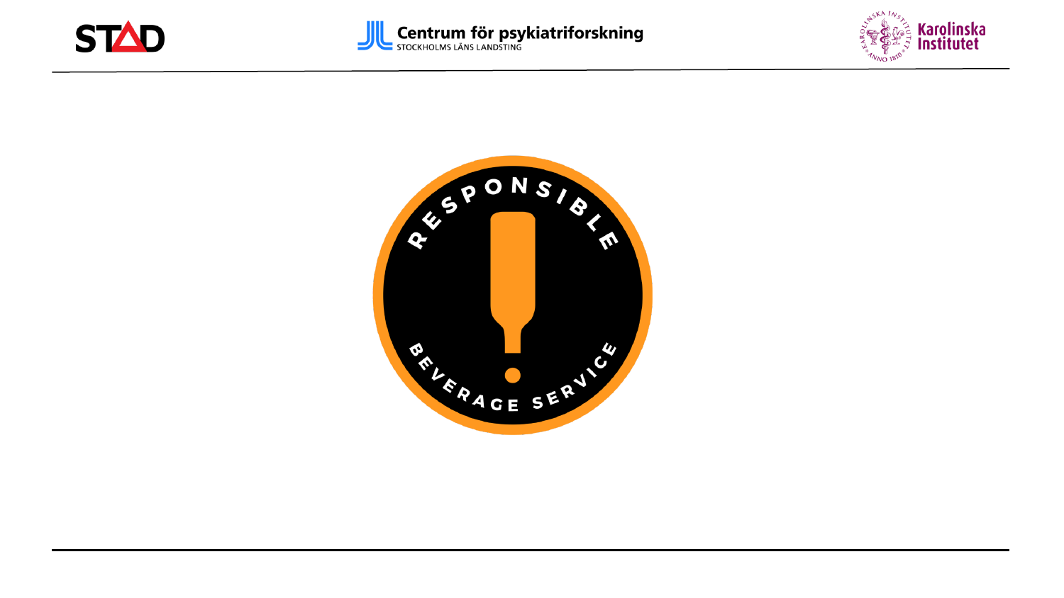# Responsible Beverage Service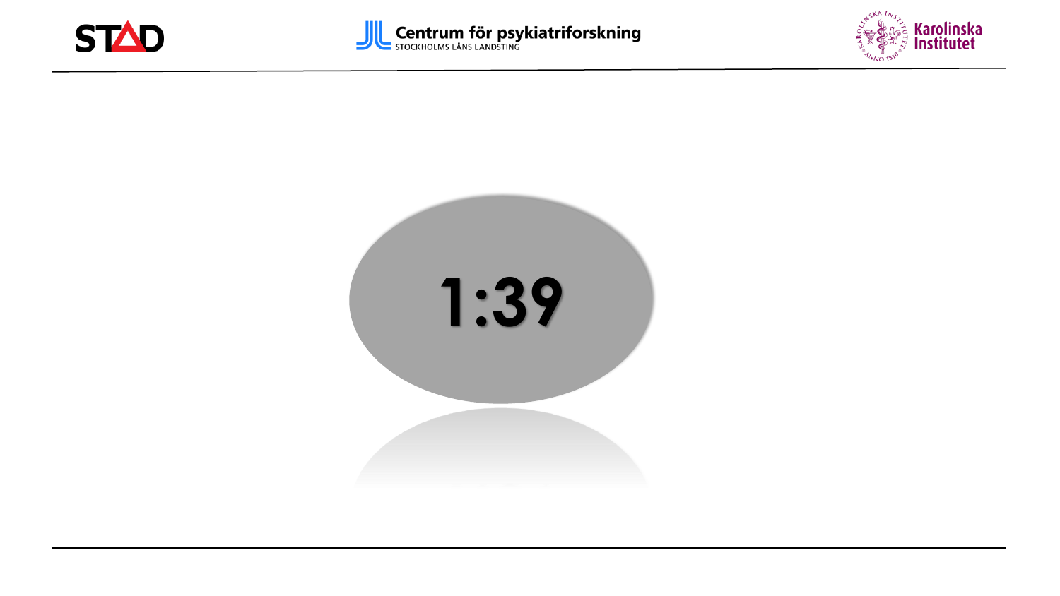1:39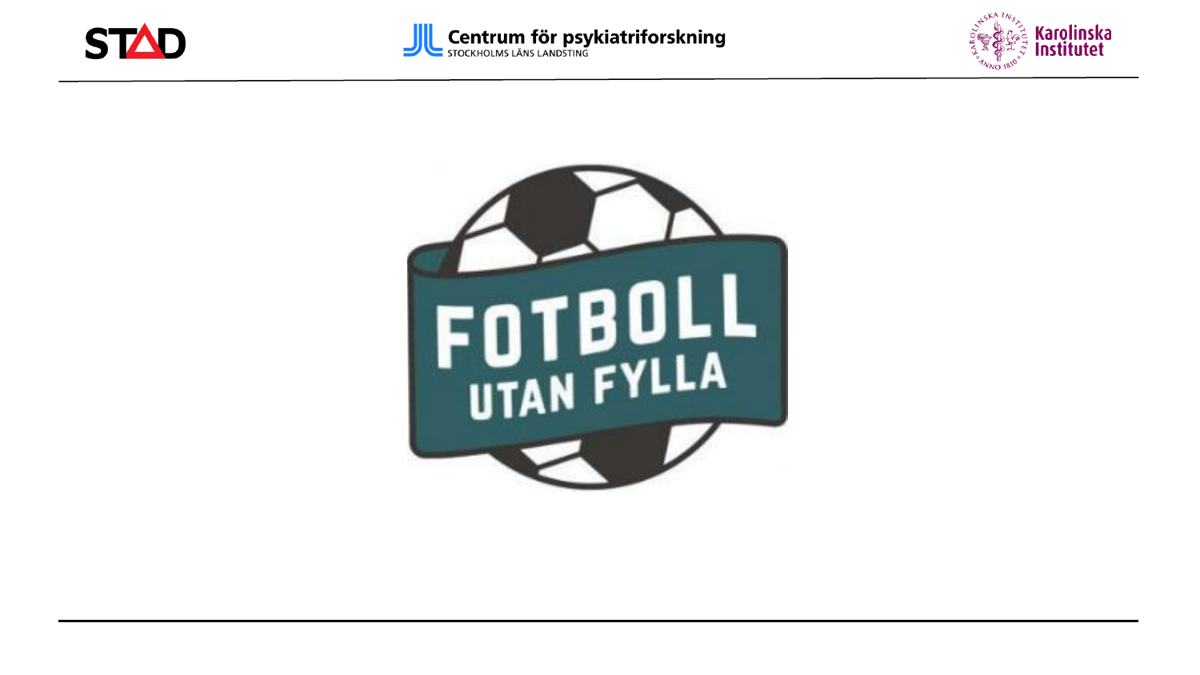# FOTBOLL UTAN FYLLA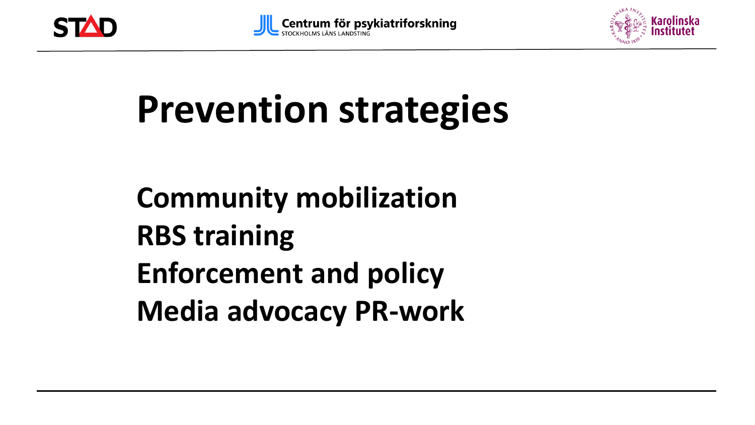# Prevention strategies

**Community mobilization**
**RBS training**
**Enforcement and policy**
**Media advocacy PR-work**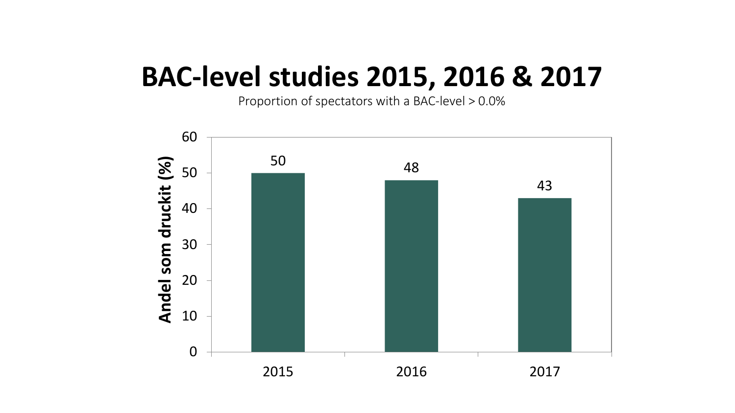# BAC-level studies 2015, 2016 & 2017

Proportion of spectators with a BAC-level > 0.0%

| Year | Andel som druckit (%) |
| --- | --- |
| 2015 | 50 |
| 2016 | 48 |
| 2017 | 43 |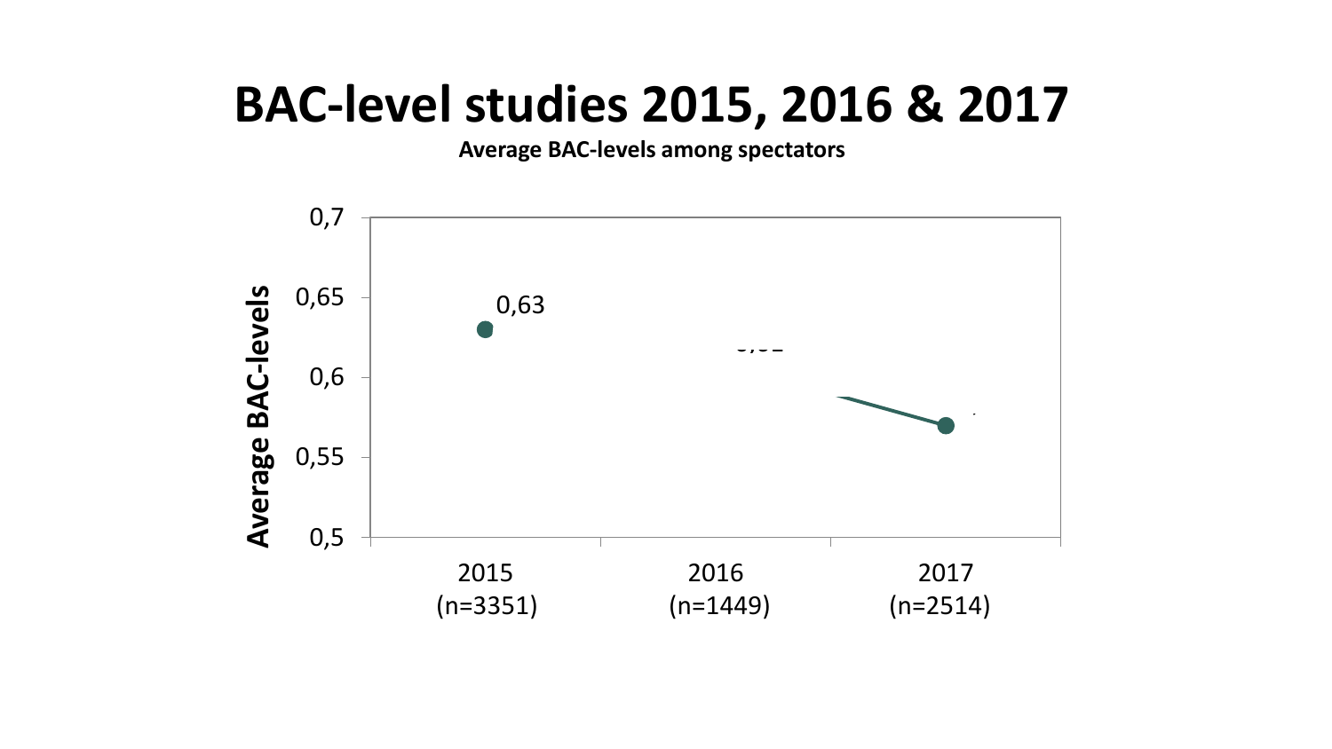# BAC-level studies 2015, 2016 & 2017

**Average BAC-levels among spectators**

| Year | Average BAC-levels |
|---|---|
| 2015 (n=3351) | 0,63 |
| 2016 (n=1449) | |
| 2017 (n=2514) | |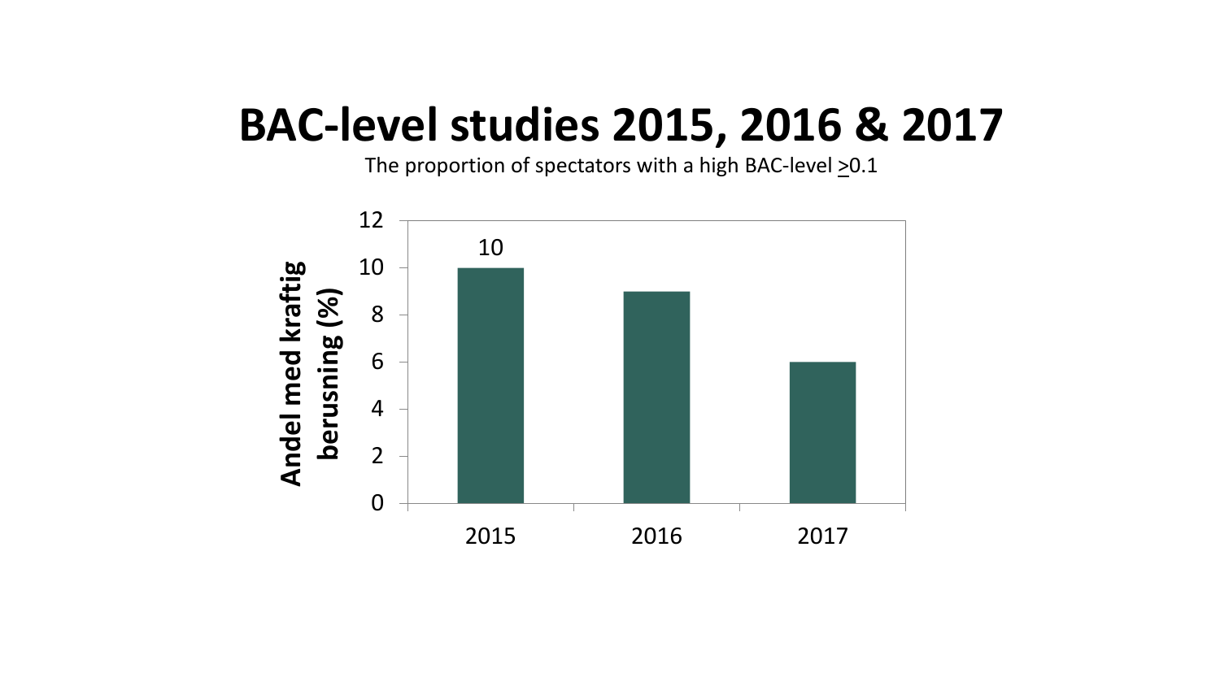# BAC-level studies 2015, 2016 & 2017

The proportion of spectators with a high BAC-level ≥0.1

| Year | Andel med kraftig berusning (%) |
| --- | --- |
| 2015 | 10 |
| 2016 | 9 |
| 2017 | 6 |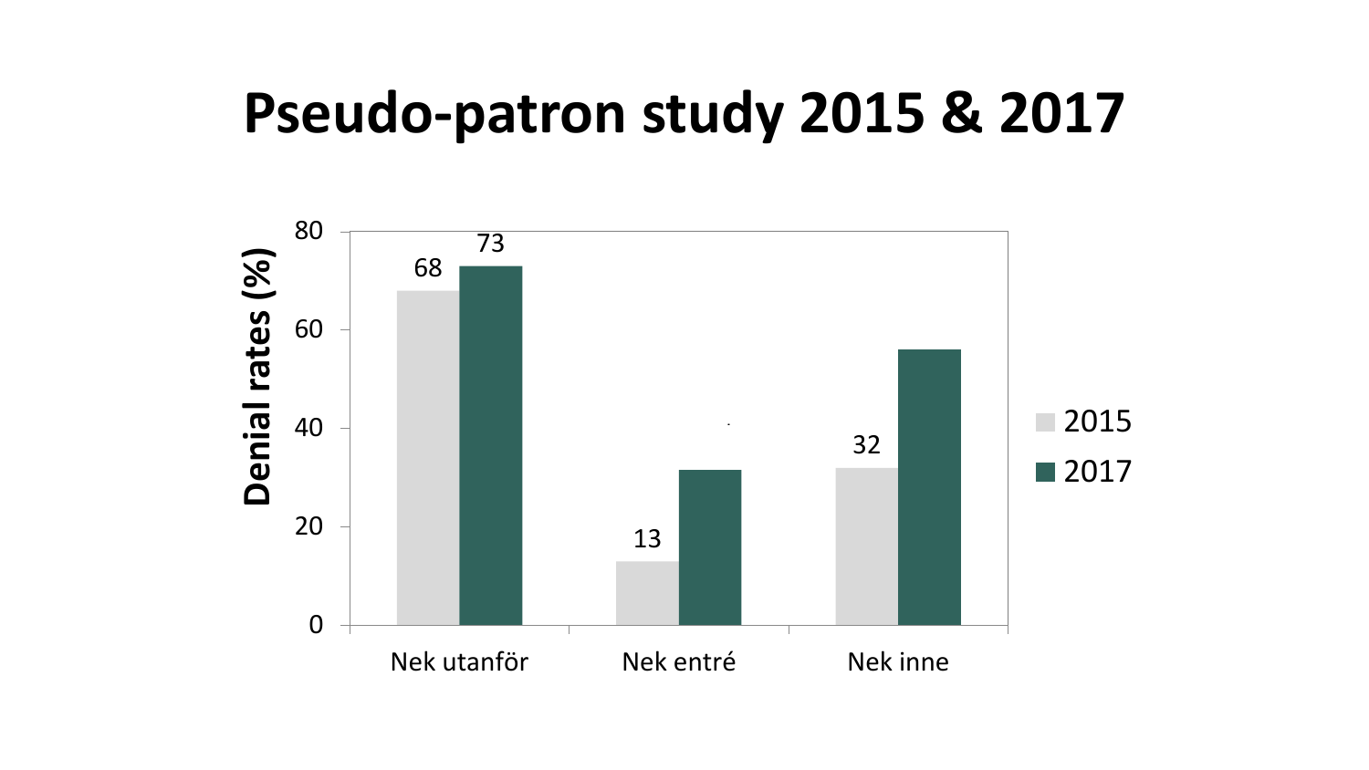# Pseudo-patron study 2015 & 2017

| | 2015 | 2017 |
|---|---|---|
| Nek utanför | 68 | 73 |
| Nek entré | 13 | |
| Nek inne | 32 | |

Denial rates (%)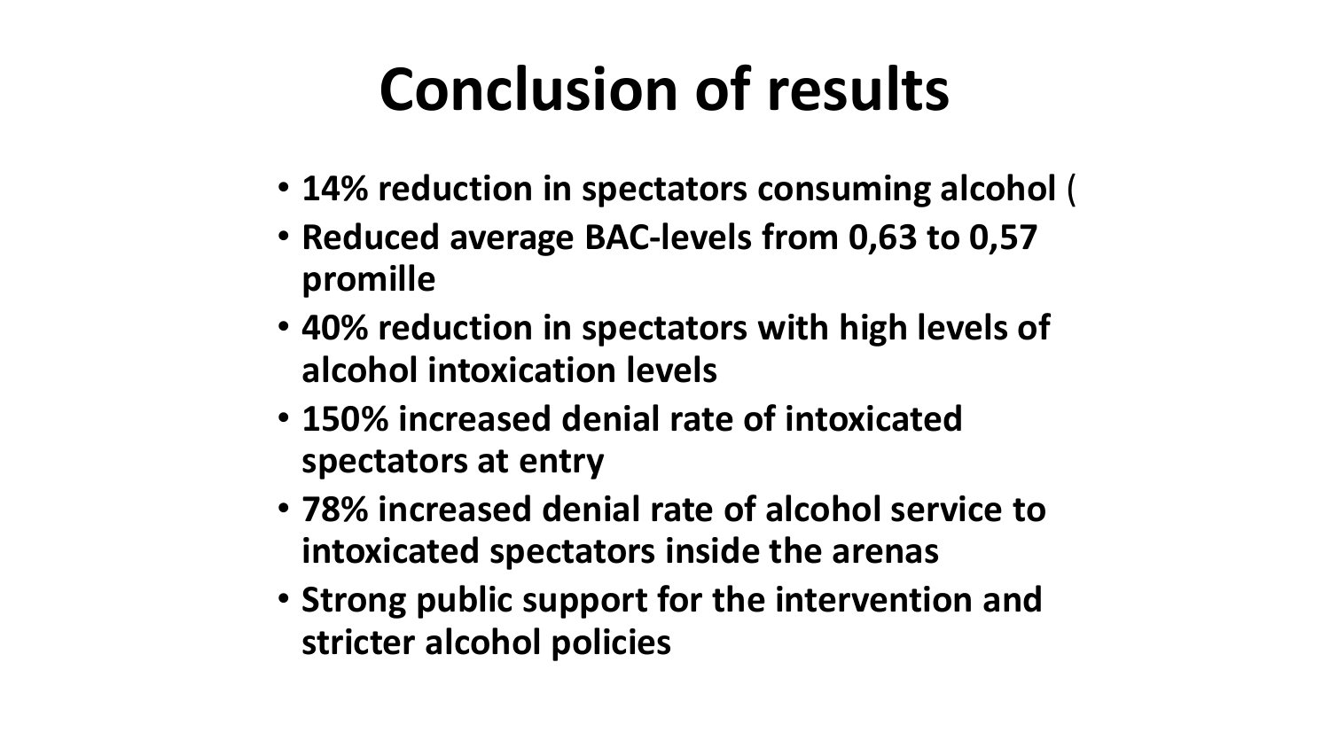# Conclusion of results

- **14% reduction in spectators consuming alcohol** (
- **Reduced average BAC-levels from 0,63 to 0,57 promille**
- **40% reduction in spectators with high levels of alcohol intoxication levels**
- **150% increased denial rate of intoxicated spectators at entry**
- **78% increased denial rate of alcohol service to intoxicated spectators inside the arenas**
- **Strong public support for the intervention and stricter alcohol policies**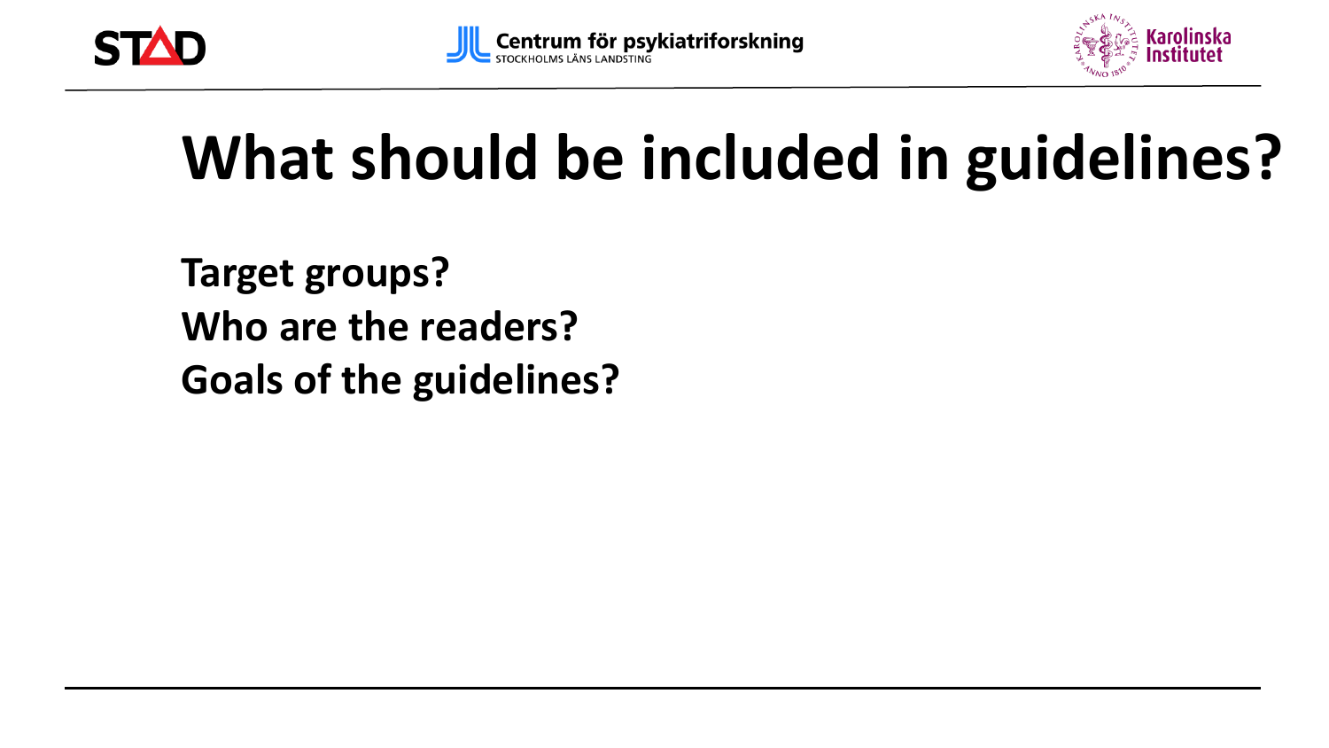# What should be included in guidelines?

**Target groups?**
**Who are the readers?**
**Goals of the guidelines?**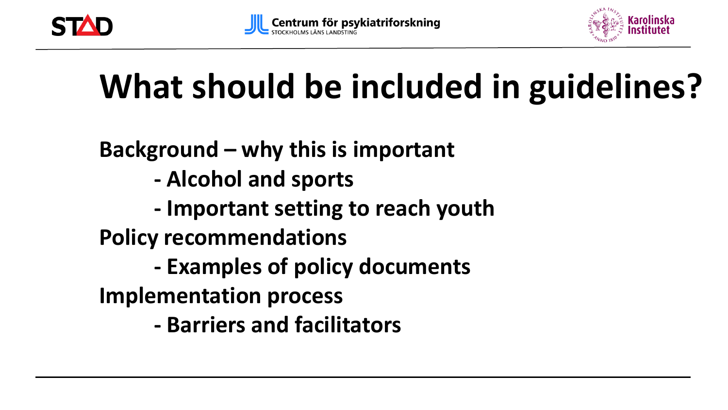# What should be included in guidelines?

**Background – why this is important**

- **Alcohol and sports**
- **Important setting to reach youth**

**Policy recommendations**

- **Examples of policy documents**

**Implementation process**

- **Barriers and facilitators**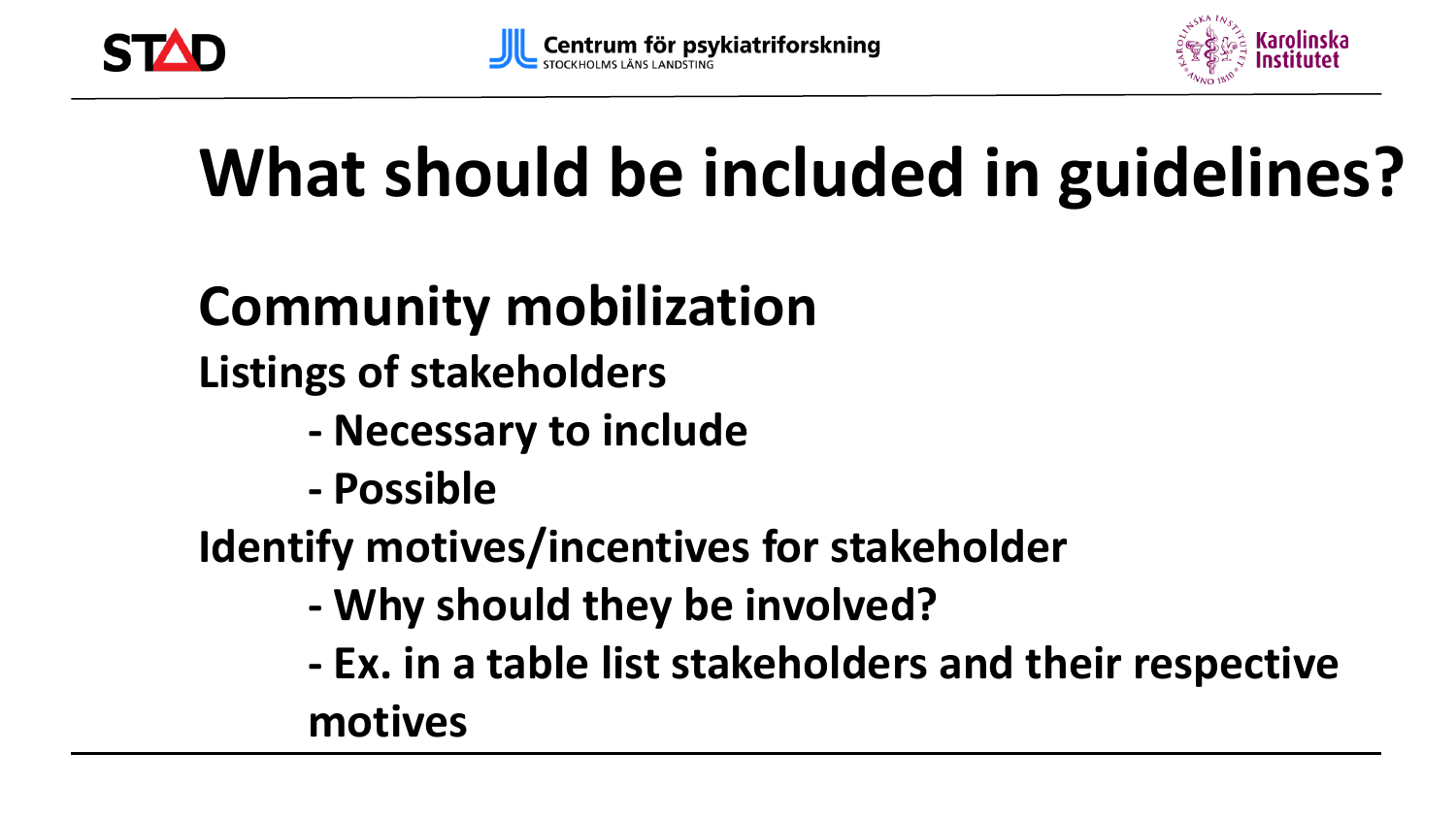# What should be included in guidelines?

## Community mobilization

**Listings of stakeholders**

- **Necessary to include**
- **Possible**

**Identify motives/incentives for stakeholder**

- **Why should they be involved?**
- **Ex. in a table list stakeholders and their respective motives**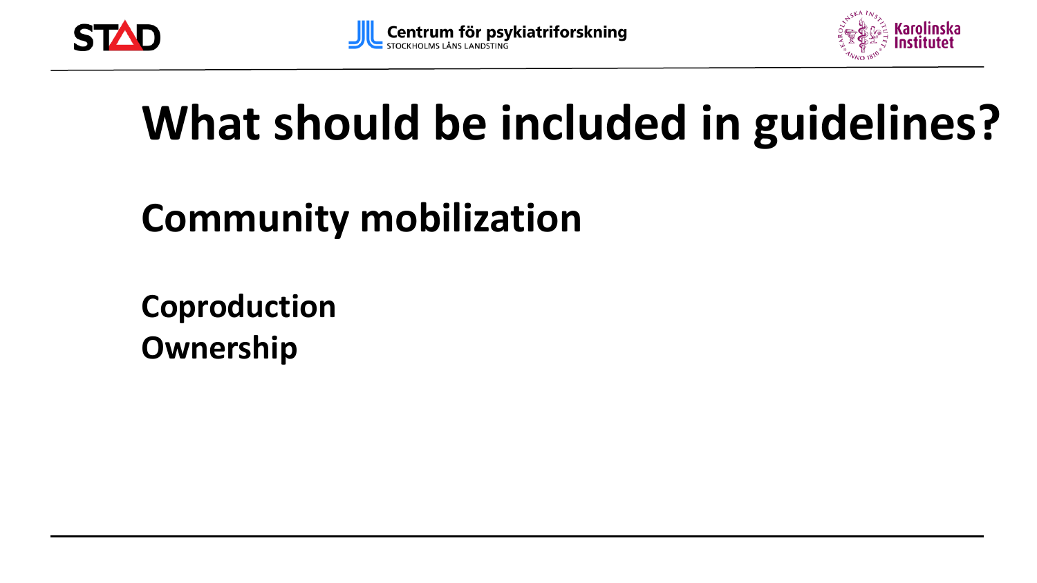# What should be included in guidelines?

## Community mobilization

**Coproduction**
**Ownership**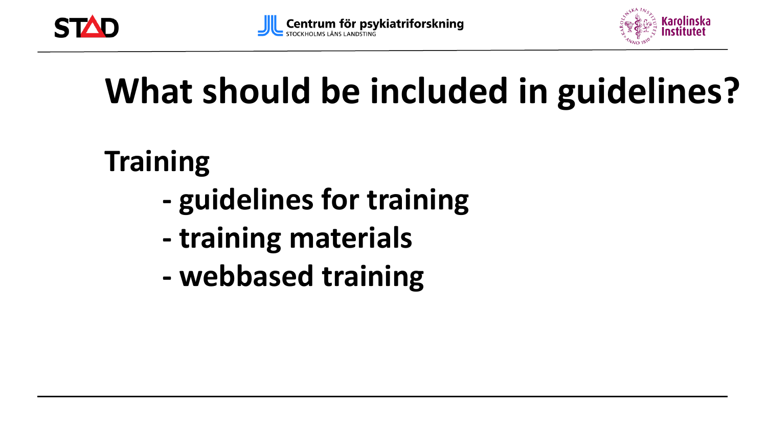# What should be included in guidelines?

## Training

- guidelines for training
- training materials
- webbased training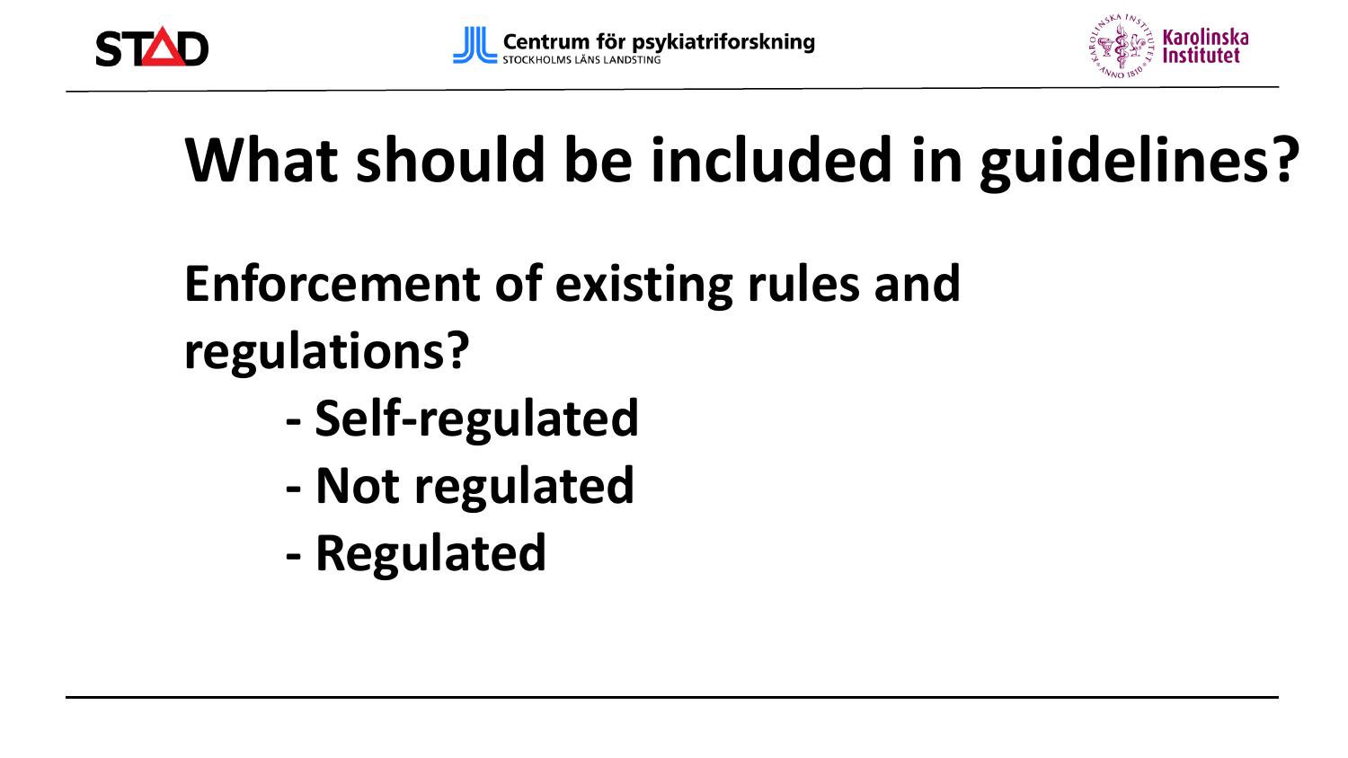# What should be included in guidelines?

**Enforcement of existing rules and regulations?**

- **Self-regulated**
- **Not regulated**
- **Regulated**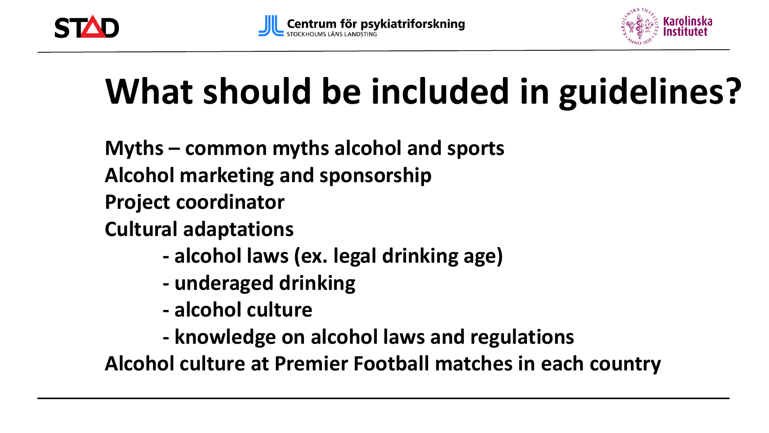# What should be included in guidelines?

**Myths – common myths alcohol and sports**

**Alcohol marketing and sponsorship**

**Project coordinator**

**Cultural adaptations**

- **alcohol laws (ex. legal drinking age)**
- **underaged drinking**
- **alcohol culture**
- **knowledge on alcohol laws and regulations**

**Alcohol culture at Premier Football matches in each country**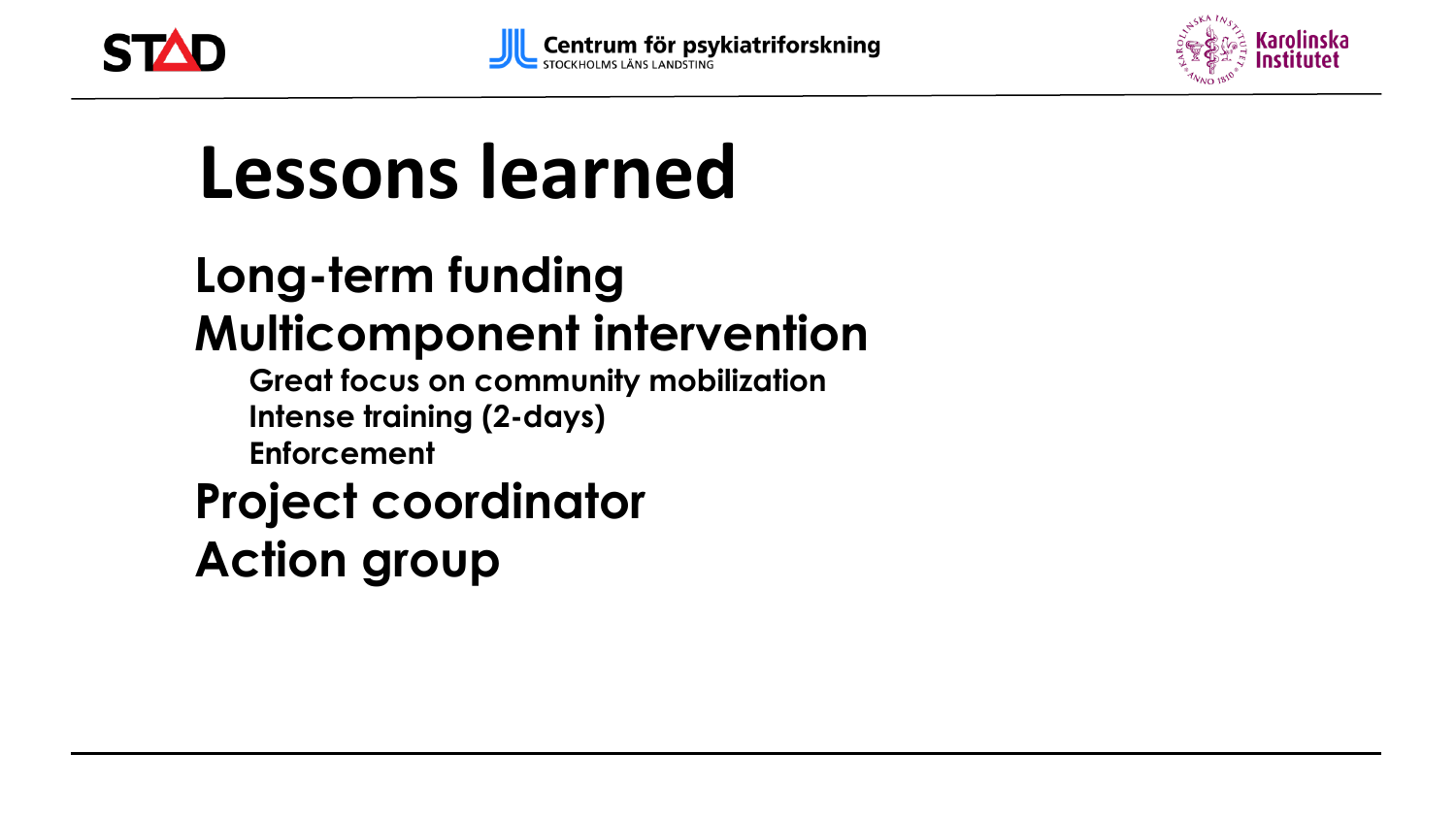# Lessons learned

- **Long-term funding**
- **Multicomponent intervention**
  - **Great focus on community mobilization**
  - **Intense training (2-days)**
  - **Enforcement**
- **Project coordinator**
- **Action group**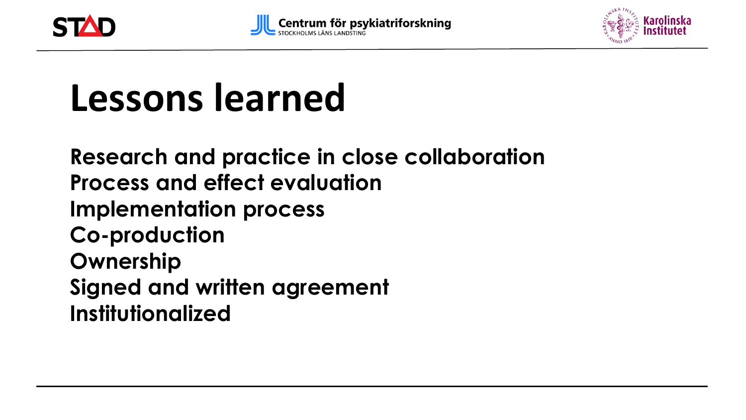# Lessons learned

**Research and practice in close collaboration**
**Process and effect evaluation**
**Implementation process**
**Co-production**
**Ownership**
**Signed and written agreement**
**Institutionalized**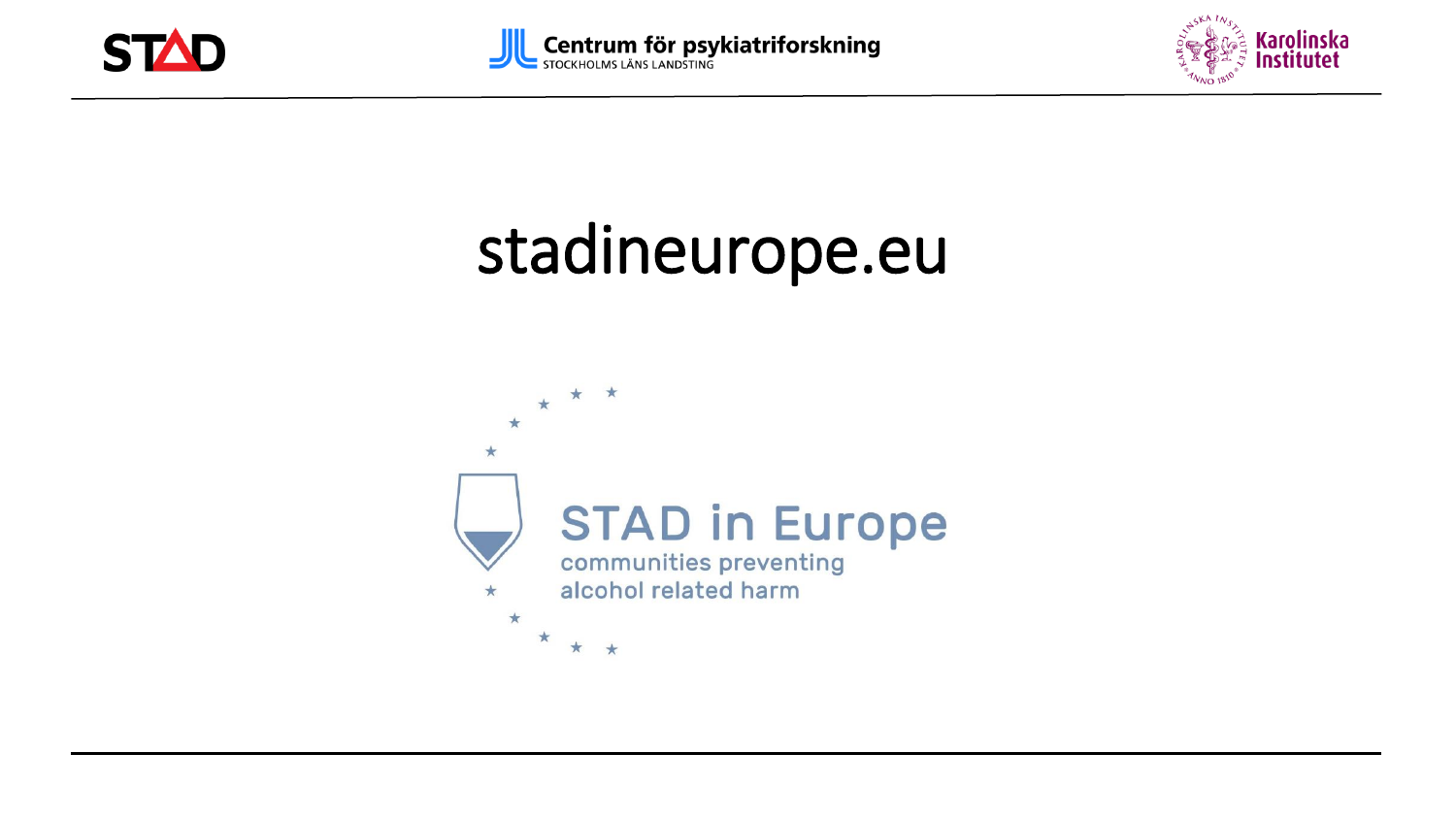# stadineurope.eu

STAD in Europe

communities preventing alcohol related harm